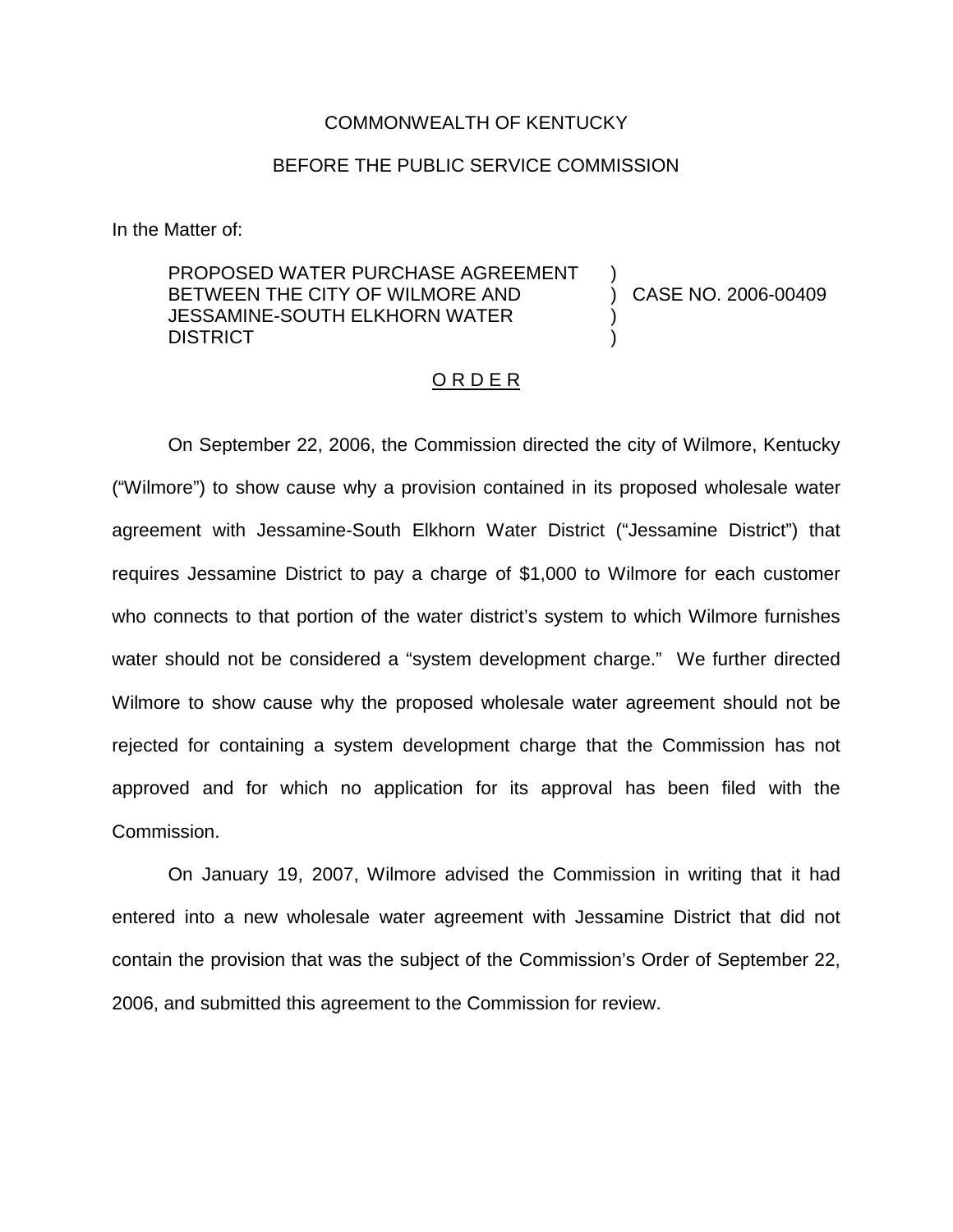COMMONWEALTH OF KENTUCKY

BEFORE THE PUBLIC SERVICE COMMISSION

In the Matter of:

PROPOSED WATER PURCHASE AGREEMENT BETWEEN THE CITY OF WILMORE AND JESSAMINE-SOUTH ELKHORN WATER DISTRICT ) CASE NO. 2006-00409

## O R D E R

On September 22, 2006, the Commission directed the city of Wilmore, Kentucky ("Wilmore") to show cause why a provision contained in its proposed wholesale water agreement with Jessamine-South Elkhorn Water District ("Jessamine District") that requires Jessamine District to pay a charge of $1,000 to Wilmore for each customer who connects to that portion of the water district's system to which Wilmore furnishes water should not be considered a "system development charge." We further directed Wilmore to show cause why the proposed wholesale water agreement should not be rejected for containing a system development charge that the Commission has not approved and for which no application for its approval has been filed with the Commission.

On January 19, 2007, Wilmore advised the Commission in writing that it had entered into a new wholesale water agreement with Jessamine District that did not contain the provision that was the subject of the Commission's Order of September 22, 2006, and submitted this agreement to the Commission for review.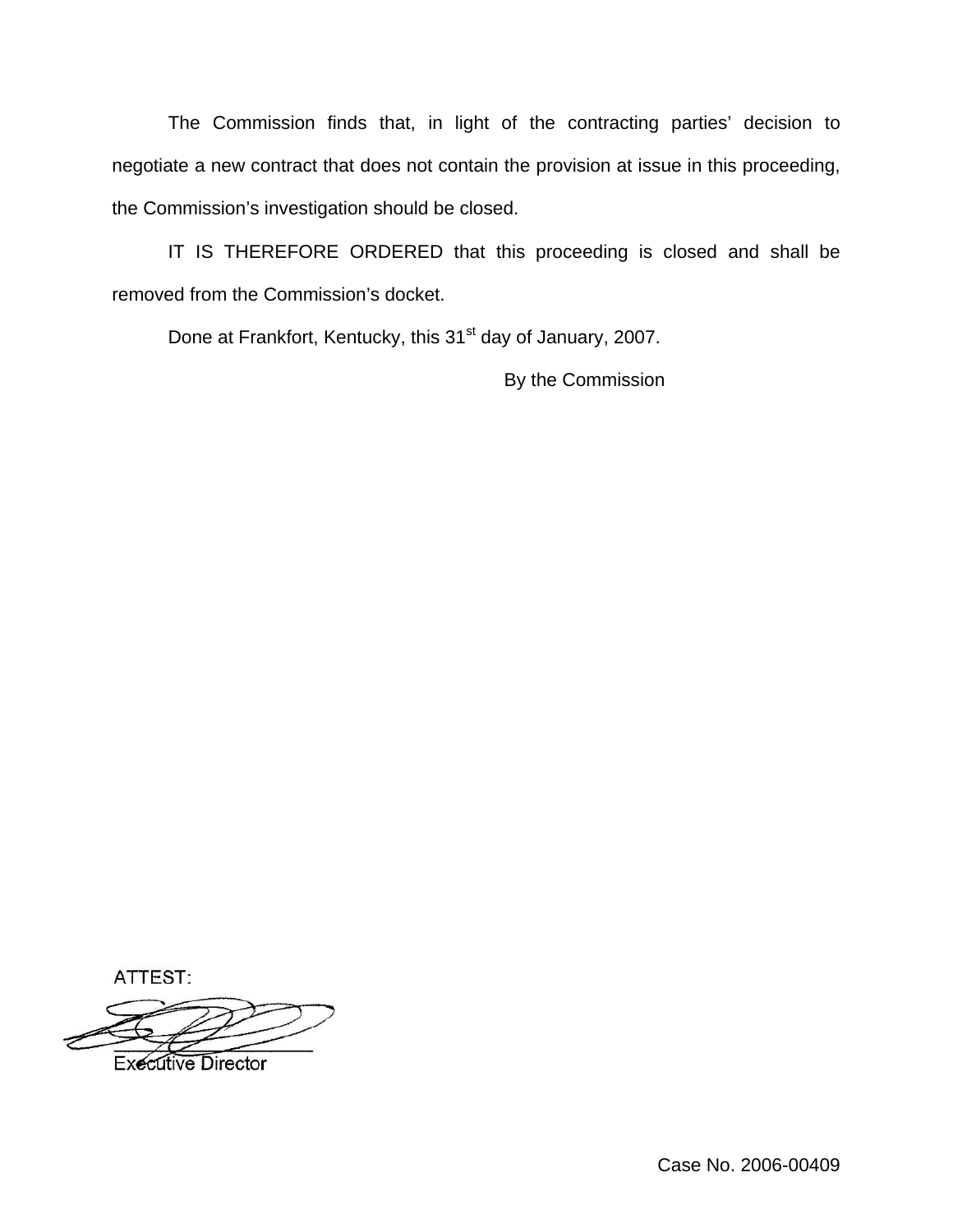The Commission finds that, in light of the contracting parties' decision to negotiate a new contract that does not contain the provision at issue in this proceeding, the Commission's investigation should be closed.

IT IS THEREFORE ORDERED that this proceeding is closed and shall be removed from the Commission's docket.

Done at Frankfort, Kentucky, this 31st day of January, 2007.

By the Commission

ATTEST:

Executive Director

Case No. 2006-00409